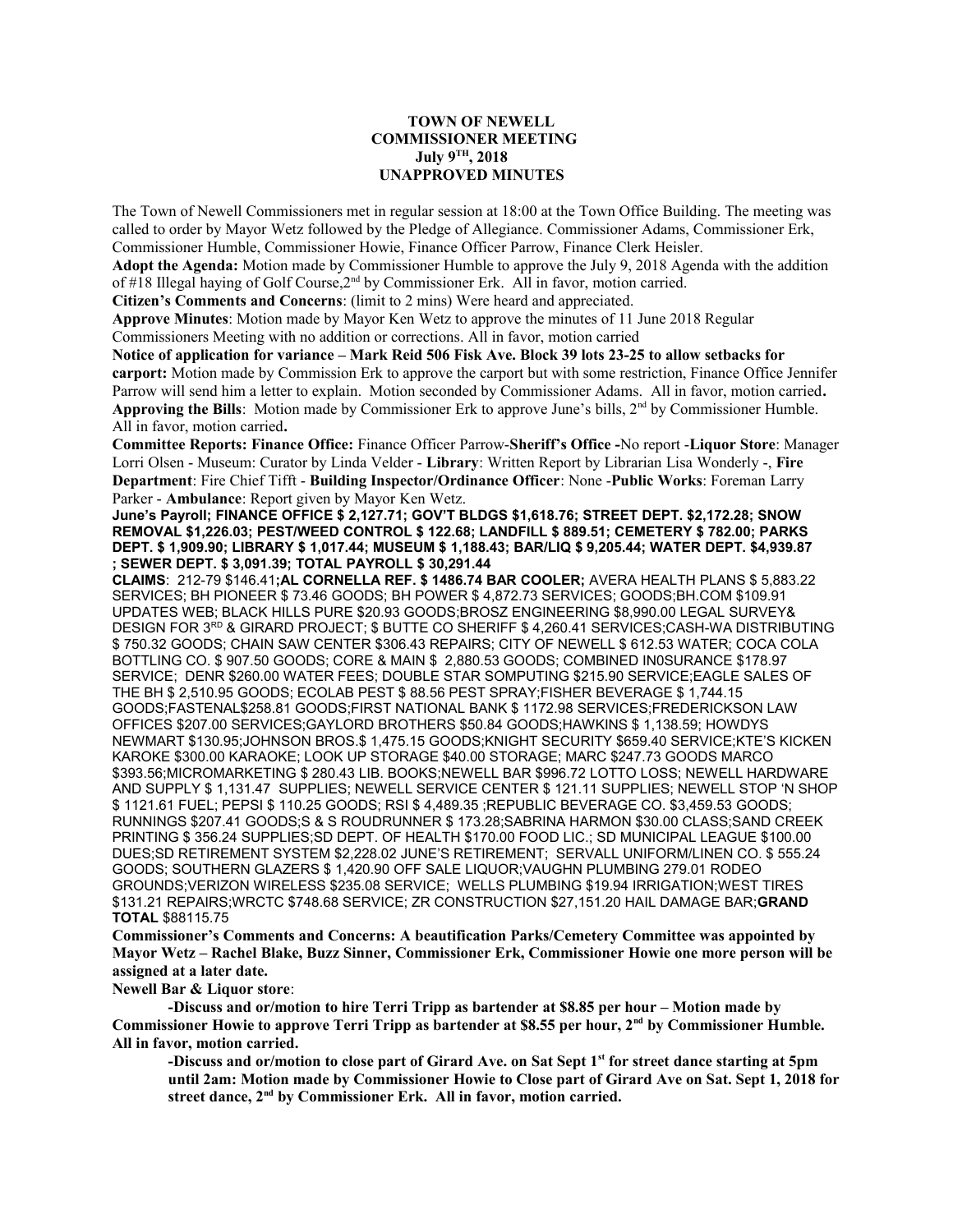**TOWN OF NEWELL**
**COMMISSIONER MEETING**
**July 9TH, 2018**
**UNAPPROVED MINUTES**

The Town of Newell Commissioners met in regular session at 18:00 at the Town Office Building. The meeting was called to order by Mayor Wetz followed by the Pledge of Allegiance. Commissioner Adams, Commissioner Erk, Commissioner Humble, Commissioner Howie, Finance Officer Parrow, Finance Clerk Heisler.

**Adopt the Agenda:** Motion made by Commissioner Humble to approve the July 9, 2018 Agenda with the addition of #18 Illegal haying of Golf Course, 2nd by Commissioner Erk. All in favor, motion carried.

**Citizen's Comments and Concerns**: (limit to 2 mins) Were heard and appreciated.

**Approve Minutes**: Motion made by Mayor Ken Wetz to approve the minutes of 11 June 2018 Regular Commissioners Meeting with no addition or corrections. All in favor, motion carried

**Notice of application for variance – Mark Reid 506 Fisk Ave. Block 39 lots 23-25 to allow setbacks for carport:** Motion made by Commission Erk to approve the carport but with some restriction, Finance Office Jennifer Parrow will send him a letter to explain. Motion seconded by Commissioner Adams. All in favor, motion carried**.**

**Approving the Bills**: Motion made by Commissioner Erk to approve June's bills, 2nd by Commissioner Humble. All in favor, motion carried**.**

**Committee Reports: Finance Office:** Finance Officer Parrow-**Sheriff's Office -**No report -**Liquor Store**: Manager Lorri Olsen - Museum: Curator by Linda Velder - **Library**: Written Report by Librarian Lisa Wonderly -, **Fire Department**: Fire Chief Tifft - **Building Inspector/Ordinance Officer**: None -**Public Works**: Foreman Larry Parker - **Ambulance**: Report given by Mayor Ken Wetz.

**June's Payroll; FINANCE OFFICE $ 2,127.71; GOV'T BLDGS $1,618.76; STREET DEPT. $2,172.28; SNOW REMOVAL $1,226.03; PEST/WEED CONTROL $ 122.68; LANDFILL $ 889.51; CEMETERY $ 782.00; PARKS DEPT. $ 1,909.90; LIBRARY $ 1,017.44; MUSEUM $ 1,188.43; BAR/LIQ $ 9,205.44; WATER DEPT. $ 4,939.87 ; SEWER DEPT. $ 3,091.39; TOTAL PAYROLL $ 30,291.44**

**CLAIMS**: 212-79 $146.41;**AL CORNELLA REF. $ 1486.74 BAR COOLER;** AVERA HEALTH PLANS $ 5,883.22 SERVICES; BH PIONEER $ 73.46 GOODS; BH POWER $ 4,872.73 SERVICES; GOODS;BH.COM $109.91 UPDATES WEB; BLACK HILLS PURE $20.93 GOODS;BROSZ ENGINEERING $8,990.00 LEGAL SURVEY& DESIGN FOR 3RD & GIRARD PROJECT; $ BUTTE CO SHERIFF $ 4,260.41 SERVICES;CASH-WA DISTRIBUTING $ 750.32 GOODS; CHAIN SAW CENTER $306.43 REPAIRS; CITY OF NEWELL $ 612.53 WATER; COCA COLA BOTTLING CO. $ 907.50 GOODS; CORE & MAIN $ 2,880.53 GOODS; COMBINED IN0SURANCE $178.97 SERVICE; DENR $260.00 WATER FEES; DOUBLE STAR SOMPUTING $215.90 SERVICE;EAGLE SALES OF THE BH $ 2,510.95 GOODS; ECOLAB PEST $ 88.56 PEST SPRAY;FISHER BEVERAGE $ 1,744.15 GOODS;FASTENAL$258.81 GOODS;FIRST NATIONAL BANK $ 1172.98 SERVICES;FREDERICKSON LAW OFFICES $207.00 SERVICES;GAYLORD BROTHERS $50.84 GOODS;HAWKINS $ 1,138.59; HOWDYS NEWMART $130.95;JOHNSON BROS.$ 1,475.15 GOODS;KNIGHT SECURITY $659.40 SERVICE;KTE'S KICKEN KAROKE $300.00 KARAOKE; LOOK UP STORAGE $40.00 STORAGE; MARC $247.73 GOODS MARCO $393.56;MICROMARKETING $ 280.43 LIB. BOOKS;NEWELL BAR $996.72 LOTTO LOSS; NEWELL HARDWARE AND SUPPLY $ 1,131.47 SUPPLIES; NEWELL SERVICE CENTER $ 121.11 SUPPLIES; NEWELL STOP 'N SHOP $ 1121.61 FUEL; PEPSI $ 110.25 GOODS; RSI $ 4,489.35 ;REPUBLIC BEVERAGE CO. $3,459.53 GOODS; RUNNINGS $207.41 GOODS;S & S ROUDRUNNER $ 173.28;SABRINA HARMON $30.00 CLASS;SAND CREEK PRINTING $ 356.24 SUPPLIES;SD DEPT. OF HEALTH $170.00 FOOD LIC.; SD MUNICIPAL LEAGUE $100.00 DUES;SD RETIREMENT SYSTEM $2,228.02 JUNE'S RETIREMENT; SERVALL UNIFORM/LINEN CO. $ 555.24 GOODS; SOUTHERN GLAZERS $ 1,420.90 OFF SALE LIQUOR;VAUGHN PLUMBING 279.01 RODEO GROUNDS;VERIZON WIRELESS $235.08 SERVICE; WELLS PLUMBING $19.94 IRRIGATION;WEST TIRES $131.21 REPAIRS;WRCTC $748.68 SERVICE; ZR CONSTRUCTION $27,151.20 HAIL DAMAGE BAR;**GRAND TOTAL** $88115.75

**Commissioner's Comments and Concerns: A beautification Parks/Cemetery Committee was appointed by Mayor Wetz – Rachel Blake, Buzz Sinner, Commissioner Erk, Commissioner Howie one more person will be assigned at a later date.**

**Newell Bar & Liquor store**:

**-Discuss and or/motion to hire Terri Tripp as bartender at $8.85 per hour – Motion made by Commissioner Howie to approve Terri Tripp as bartender at $8.55 per hour, 2nd by Commissioner Humble. All in favor, motion carried.**

**-Discuss and or/motion to close part of Girard Ave. on Sat Sept 1st for street dance starting at 5pm until 2am: Motion made by Commissioner Howie to Close part of Girard Ave on Sat. Sept 1, 2018 for street dance, 2nd by Commissioner Erk. All in favor, motion carried.**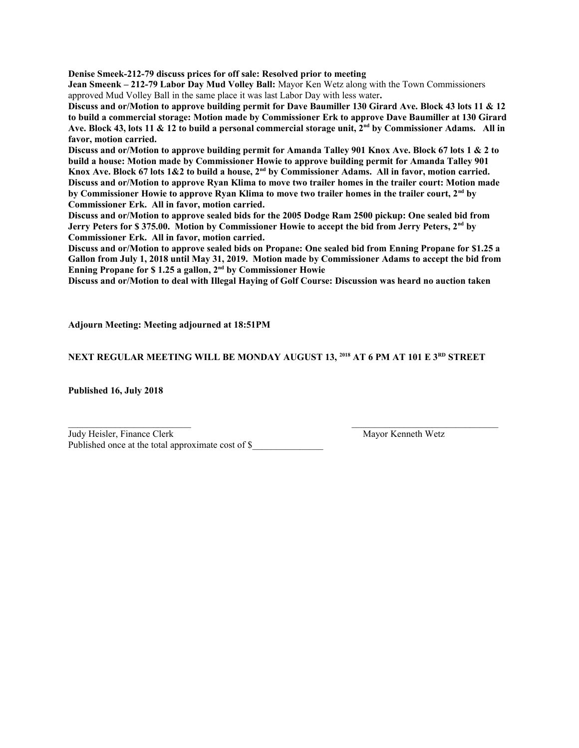**Denise Smeek-212-79 discuss prices for off sale: Resolved prior to meeting**

**Jean Smeenk – 212-79 Labor Day Mud Volley Ball:** Mayor Ken Wetz along with the Town Commissioners approved Mud Volley Ball in the same place it was last Labor Day with less water**.**

**Discuss and or/Motion to approve building permit for Dave Baumiller 130 Girard Ave. Block 43 lots 11 & 12 to build a commercial storage: Motion made by Commissioner Erk to approve Dave Baumiller at 130 Girard Ave. Block 43, lots 11 & 12 to build a personal commercial storage unit, 2nd by Commissioner Adams. All in favor, motion carried.**

**Discuss and or/Motion to approve building permit for Amanda Talley 901 Knox Ave. Block 67 lots 1 & 2 to build a house: Motion made by Commissioner Howie to approve building permit for Amanda Talley 901 Knox Ave. Block 67 lots 1&2 to build a house, 2nd by Commissioner Adams. All in favor, motion carried.**

**Discuss and or/Motion to approve Ryan Klima to move two trailer homes in the trailer court: Motion made by Commissioner Howie to approve Ryan Klima to move two trailer homes in the trailer court, 2nd by Commissioner Erk. All in favor, motion carried.**

**Discuss and or/Motion to approve sealed bids for the 2005 Dodge Ram 2500 pickup: One sealed bid from Jerry Peters for $ 375.00. Motion by Commissioner Howie to accept the bid from Jerry Peters, 2nd by Commissioner Erk. All in favor, motion carried.**

**Discuss and or/Motion to approve sealed bids on Propane: One sealed bid from Enning Propane for $1.25 a Gallon from July 1, 2018 until May 31, 2019. Motion made by Commissioner Adams to accept the bid from Enning Propane for $ 1.25 a gallon, 2nd by Commissioner Howie**

**Discuss and or/Motion to deal with Illegal Haying of Golf Course: Discussion was heard no auction taken**

**Adjourn Meeting: Meeting adjourned at 18:51PM**

**NEXT REGULAR MEETING WILL BE MONDAY AUGUST 13, 2018 AT 6 PM AT 101 E 3RD STREET**

**Published 16, July 2018**

\_\_\_\_\_\_\_\_\_\_\_\_\_\_\_\_\_\_\_\_\_\_\_\_\_\_\_ \_\_\_\_\_\_\_\_\_\_\_\_\_\_\_\_\_\_\_\_\_\_\_\_\_\_\_\_\_\_\_\_

Judy Heisler, Finance Clerk Mayor Kenneth Wetz

Published once at the total approximate cost of $\_\_\_\_\_\_\_\_\_\_\_\_\_\_\_